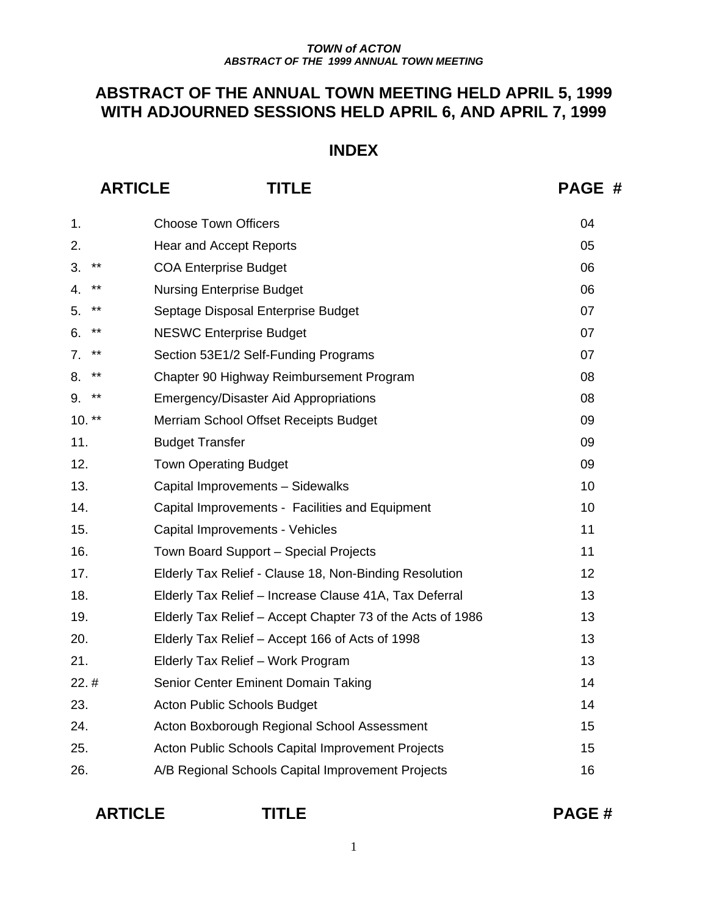# ABSTRACT OF THE ANNUAL TOWN MEETING HELD APRIL 5, 1999 WITH ADJOURNED SESSIONS HELD APRIL 6, AND APRIL 7, 1999

## INDEX

| ARTICLE | TITLE | PAGE # |
|---|---|---|
| 1. | Choose Town Officers | 04 |
| 2. | Hear and Accept Reports | 05 |
| 3. ** | COA Enterprise Budget | 06 |
| 4. ** | Nursing Enterprise Budget | 06 |
| 5. ** | Septage Disposal Enterprise Budget | 07 |
| 6. ** | NESWC Enterprise Budget | 07 |
| 7. ** | Section 53E1/2 Self-Funding Programs | 07 |
| 8. ** | Chapter 90 Highway Reimbursement Program | 08 |
| 9. ** | Emergency/Disaster Aid Appropriations | 08 |
| 10. ** | Merriam School Offset Receipts Budget | 09 |
| 11. | Budget Transfer | 09 |
| 12. | Town Operating Budget | 09 |
| 13. | Capital Improvements – Sidewalks | 10 |
| 14. | Capital Improvements - Facilities and Equipment | 10 |
| 15. | Capital Improvements - Vehicles | 11 |
| 16. | Town Board Support – Special Projects | 11 |
| 17. | Elderly Tax Relief - Clause 18, Non-Binding Resolution | 12 |
| 18. | Elderly Tax Relief – Increase Clause 41A, Tax Deferral | 13 |
| 19. | Elderly Tax Relief – Accept Chapter 73 of the Acts of 1986 | 13 |
| 20. | Elderly Tax Relief – Accept 166 of Acts of 1998 | 13 |
| 21. | Elderly Tax Relief – Work Program | 13 |
| 22. # | Senior Center Eminent Domain Taking | 14 |
| 23. | Acton Public Schools Budget | 14 |
| 24. | Acton Boxborough Regional School Assessment | 15 |
| 25. | Acton Public Schools Capital Improvement Projects | 15 |
| 26. | A/B Regional Schools Capital Improvement Projects | 16 |

| ARTICLE | TITLE | PAGE # |
|---|---|---|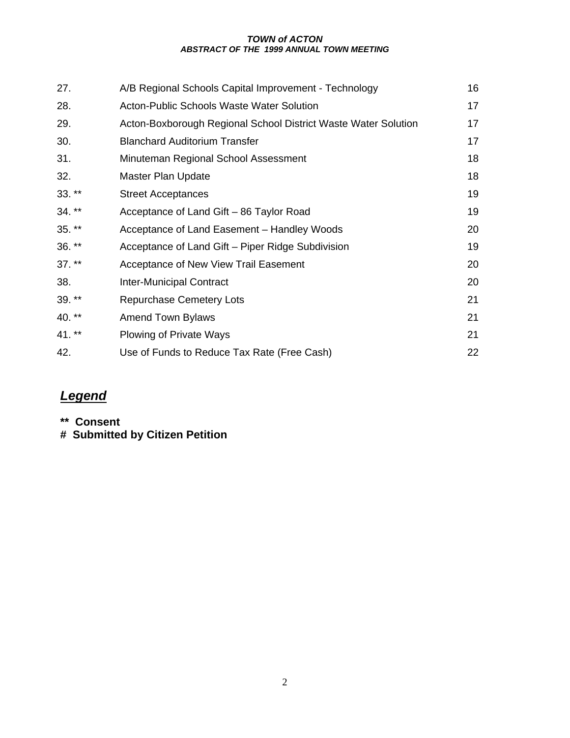| | | |
|---|---|---|
| 27. | A/B Regional Schools Capital Improvement - Technology | 16 |
| 28. | Acton-Public Schools Waste Water Solution | 17 |
| 29. | Acton-Boxborough Regional School District Waste Water Solution | 17 |
| 30. | Blanchard Auditorium Transfer | 17 |
| 31. | Minuteman Regional School Assessment | 18 |
| 32. | Master Plan Update | 18 |
| 33. ** | Street Acceptances | 19 |
| 34. ** | Acceptance of Land Gift – 86 Taylor Road | 19 |
| 35. ** | Acceptance of Land Easement – Handley Woods | 20 |
| 36. ** | Acceptance of Land Gift – Piper Ridge Subdivision | 19 |
| 37. ** | Acceptance of New View Trail Easement | 20 |
| 38. | Inter-Municipal Contract | 20 |
| 39. ** | Repurchase Cemetery Lots | 21 |
| 40. ** | Amend Town Bylaws | 21 |
| 41. ** | Plowing of Private Ways | 21 |
| 42. | Use of Funds to Reduce Tax Rate (Free Cash) | 22 |

## ***Legend***

**** Consent**

**# Submitted by Citizen Petition**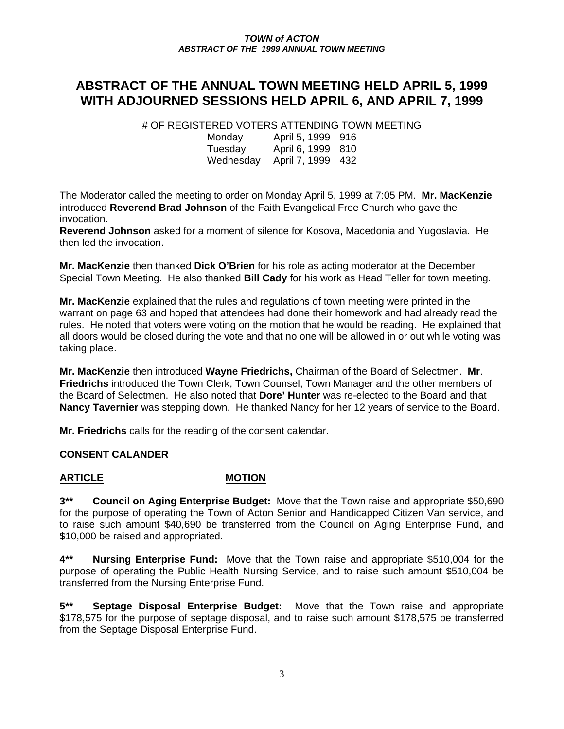# ABSTRACT OF THE ANNUAL TOWN MEETING HELD APRIL 5, 1999 WITH ADJOURNED SESSIONS HELD APRIL 6, AND APRIL 7, 1999

# OF REGISTERED VOTERS ATTENDING TOWN MEETING

| | | |
|---|---|---|
| Monday | April 5, 1999 | 916 |
| Tuesday | April 6, 1999 | 810 |
| Wednesday | April 7, 1999 | 432 |

The Moderator called the meeting to order on Monday April 5, 1999 at 7:05 PM. **Mr. MacKenzie** introduced **Reverend Brad Johnson** of the Faith Evangelical Free Church who gave the invocation.
**Reverend Johnson** asked for a moment of silence for Kosova, Macedonia and Yugoslavia. He then led the invocation.

**Mr. MacKenzie** then thanked **Dick O'Brien** for his role as acting moderator at the December Special Town Meeting. He also thanked **Bill Cady** for his work as Head Teller for town meeting.

**Mr. MacKenzie** explained that the rules and regulations of town meeting were printed in the warrant on page 63 and hoped that attendees had done their homework and had already read the rules. He noted that voters were voting on the motion that he would be reading. He explained that all doors would be closed during the vote and that no one will be allowed in or out while voting was taking place.

**Mr. MacKenzie** then introduced **Wayne Friedrichs,** Chairman of the Board of Selectmen. **Mr**. **Friedrichs** introduced the Town Clerk, Town Counsel, Town Manager and the other members of the Board of Selectmen. He also noted that **Dore' Hunter** was re-elected to the Board and that **Nancy Tavernier** was stepping down. He thanked Nancy for her 12 years of service to the Board.

**Mr. Friedrichs** calls for the reading of the consent calendar.

**CONSENT CALANDER**

**ARTICLE** **MOTION**

**3\*\*** **Council on Aging Enterprise Budget:** Move that the Town raise and appropriate $50,690 for the purpose of operating the Town of Acton Senior and Handicapped Citizen Van service, and to raise such amount $40,690 be transferred from the Council on Aging Enterprise Fund, and $10,000 be raised and appropriated.

**4\*\*** **Nursing Enterprise Fund:** Move that the Town raise and appropriate $510,004 for the purpose of operating the Public Health Nursing Service, and to raise such amount $510,004 be transferred from the Nursing Enterprise Fund.

**5\*\*** **Septage Disposal Enterprise Budget:** Move that the Town raise and appropriate $178,575 for the purpose of septage disposal, and to raise such amount $178,575 be transferred from the Septage Disposal Enterprise Fund.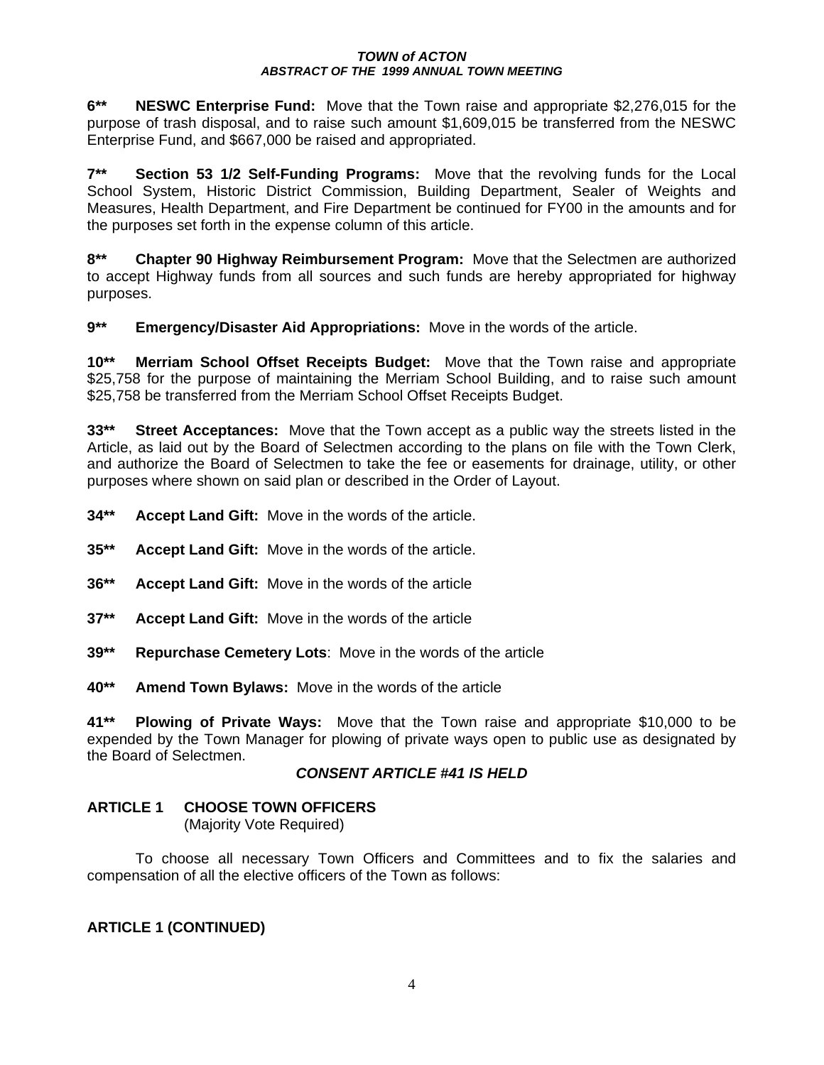**6\*\*   NESWC Enterprise Fund:** Move that the Town raise and appropriate $2,276,015 for the purpose of trash disposal, and to raise such amount $1,609,015 be transferred from the NESWC Enterprise Fund, and $667,000 be raised and appropriated.

**7\*\*   Section 53 1/2 Self-Funding Programs:** Move that the revolving funds for the Local School System, Historic District Commission, Building Department, Sealer of Weights and Measures, Health Department, and Fire Department be continued for FY00 in the amounts and for the purposes set forth in the expense column of this article.

**8\*\*   Chapter 90 Highway Reimbursement Program:** Move that the Selectmen are authorized to accept Highway funds from all sources and such funds are hereby appropriated for highway purposes.

**9\*\*   Emergency/Disaster Aid Appropriations:** Move in the words of the article.

**10\*\*   Merriam School Offset Receipts Budget:** Move that the Town raise and appropriate $25,758 for the purpose of maintaining the Merriam School Building, and to raise such amount $25,758 be transferred from the Merriam School Offset Receipts Budget.

**33\*\*   Street Acceptances:** Move that the Town accept as a public way the streets listed in the Article, as laid out by the Board of Selectmen according to the plans on file with the Town Clerk, and authorize the Board of Selectmen to take the fee or easements for drainage, utility, or other purposes where shown on said plan or described in the Order of Layout.

**34\*\*   Accept Land Gift:** Move in the words of the article.

**35\*\*   Accept Land Gift:** Move in the words of the article.

**36\*\*   Accept Land Gift:** Move in the words of the article

**37\*\*   Accept Land Gift:** Move in the words of the article

**39\*\*   Repurchase Cemetery Lots**: Move in the words of the article

**40\*\*   Amend Town Bylaws:** Move in the words of the article

**41\*\*   Plowing of Private Ways:** Move that the Town raise and appropriate $10,000 to be expended by the Town Manager for plowing of private ways open to public use as designated by the Board of Selectmen.

***CONSENT ARTICLE #41 IS HELD***

## ARTICLE 1   CHOOSE TOWN OFFICERS

(Majority Vote Required)

To choose all necessary Town Officers and Committees and to fix the salaries and compensation of all the elective officers of the Town as follows:

## ARTICLE 1 (CONTINUED)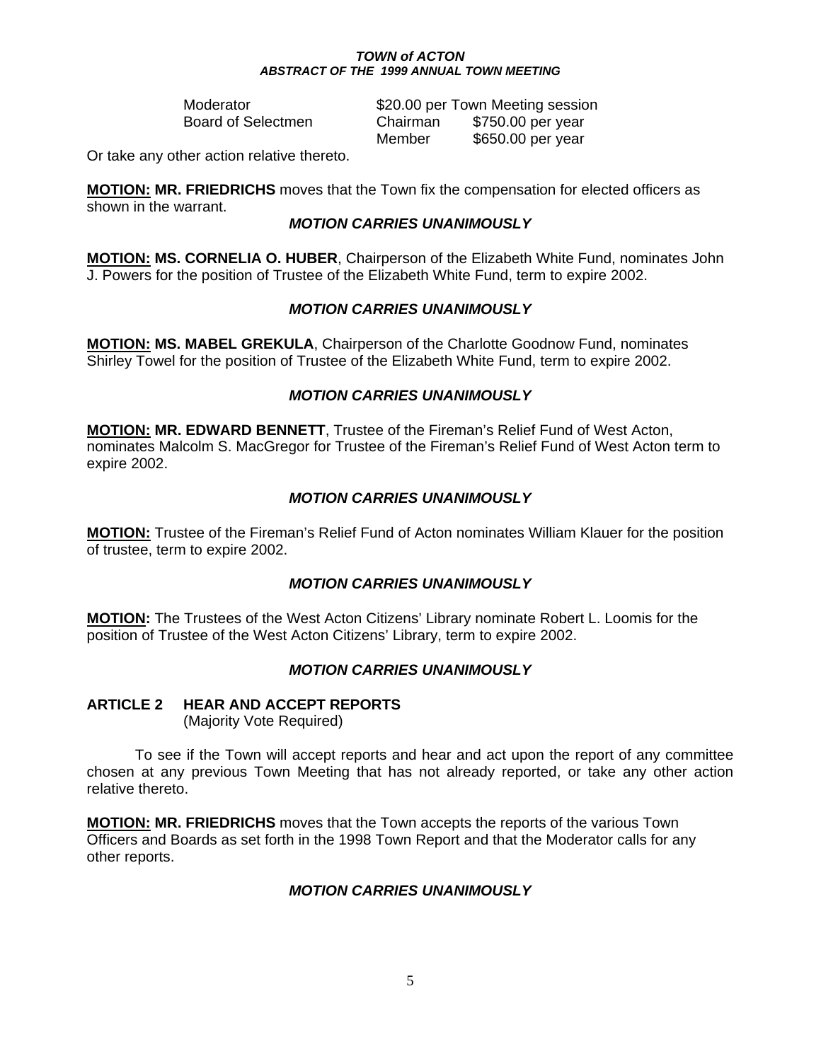| | | |
|---|---|---|
| Moderator | \$20.00 per Town Meeting session | |
| Board of Selectmen | Chairman | \$750.00 per year |
| | Member | \$650.00 per year |

Or take any other action relative thereto.

**MOTION: MR. FRIEDRICHS** moves that the Town fix the compensation for elected officers as shown in the warrant.

***MOTION CARRIES UNANIMOUSLY***

**MOTION: MS. CORNELIA O. HUBER**, Chairperson of the Elizabeth White Fund, nominates John J. Powers for the position of Trustee of the Elizabeth White Fund, term to expire 2002.

***MOTION CARRIES UNANIMOUSLY***

**MOTION: MS. MABEL GREKULA**, Chairperson of the Charlotte Goodnow Fund, nominates Shirley Towel for the position of Trustee of the Elizabeth White Fund, term to expire 2002.

***MOTION CARRIES UNANIMOUSLY***

**MOTION: MR. EDWARD BENNETT**, Trustee of the Fireman's Relief Fund of West Acton, nominates Malcolm S. MacGregor for Trustee of the Fireman's Relief Fund of West Acton term to expire 2002.

***MOTION CARRIES UNANIMOUSLY***

**MOTION:** Trustee of the Fireman's Relief Fund of Acton nominates William Klauer for the position of trustee, term to expire 2002.

***MOTION CARRIES UNANIMOUSLY***

**MOTION:** The Trustees of the West Acton Citizens' Library nominate Robert L. Loomis for the position of Trustee of the West Acton Citizens' Library, to expire 2002.

***MOTION CARRIES UNANIMOUSLY***

## ARTICLE 2 HEAR AND ACCEPT REPORTS

(Majority Vote Required)

To see if the Town will accept reports and hear and act upon the report of any committee chosen at any previous Town Meeting that has not already reported, or take any other action relative thereto.

**MOTION: MR. FRIEDRICHS** moves that the Town accepts the reports of the various Town Officers and Boards as set forth in the 1998 Town Report and that the Moderator calls for any other reports.

***MOTION CARRIES UNANIMOUSLY***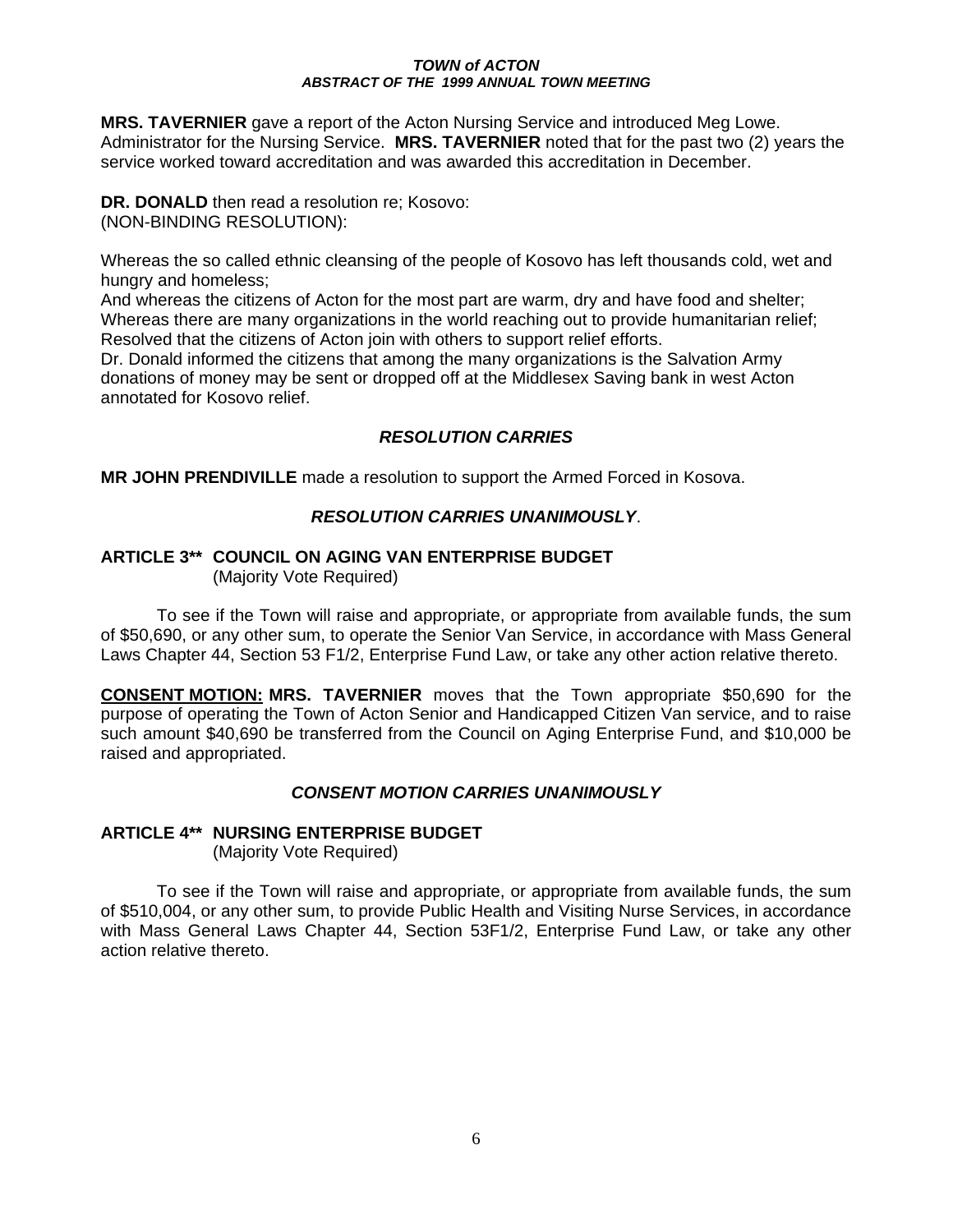**MRS. TAVERNIER** gave a report of the Acton Nursing Service and introduced Meg Lowe. Administrator for the Nursing Service. **MRS. TAVERNIER** noted that for the past two (2) years the service worked toward accreditation and was awarded this accreditation in December.

**DR. DONALD** then read a resolution re; Kosovo:
(NON-BINDING RESOLUTION):

Whereas the so called ethnic cleansing of the people of Kosovo has left thousands cold, wet and hungry and homeless;
And whereas the citizens of Acton for the most part are warm, dry and have food and shelter;
Whereas there are many organizations in the world reaching out to provide humanitarian relief;
Resolved that the citizens of Acton join with others to support relief efforts.
Dr. Donald informed the citizens that among the many organizations is the Salvation Army donations of money may be sent or dropped off at the Middlesex Saving bank in west Acton annotated for Kosovo relief.

***RESOLUTION CARRIES***

**MR JOHN PRENDIVILLE** made a resolution to support the Armed Forced in Kosova.

***RESOLUTION CARRIES UNANIMOUSLY***.

**ARTICLE 3\*\* COUNCIL ON AGING VAN ENTERPRISE BUDGET**
(Majority Vote Required)

To see if the Town will raise and appropriate, or appropriate from available funds, the sum of $50,690, or any other sum, to operate the Senior Van Service, in accordance with Mass General Laws Chapter 44, Section 53 F1/2, Enterprise Fund Law, or take any other action relative thereto.

**CONSENT MOTION: MRS. TAVERNIER** moves that the Town appropriate $50,690 for the purpose of operating the Town of Acton Senior and Handicapped Citizen Van service, and to raise such amount $40,690 be transferred from the Council on Aging Enterprise Fund, and $10,000 be raised and appropriated.

***CONSENT MOTION CARRIES UNANIMOUSLY***

**ARTICLE 4\*\* NURSING ENTERPRISE BUDGET**
(Majority Vote Required)

To see if the Town will raise and appropriate, or appropriate from available funds, the sum of $510,004, or any other sum, to provide Public Health and Visiting Nurse Services, in accordance with Mass General Laws Chapter 44, Section 53F1/2, Enterprise Fund Law, or take any other action relative thereto.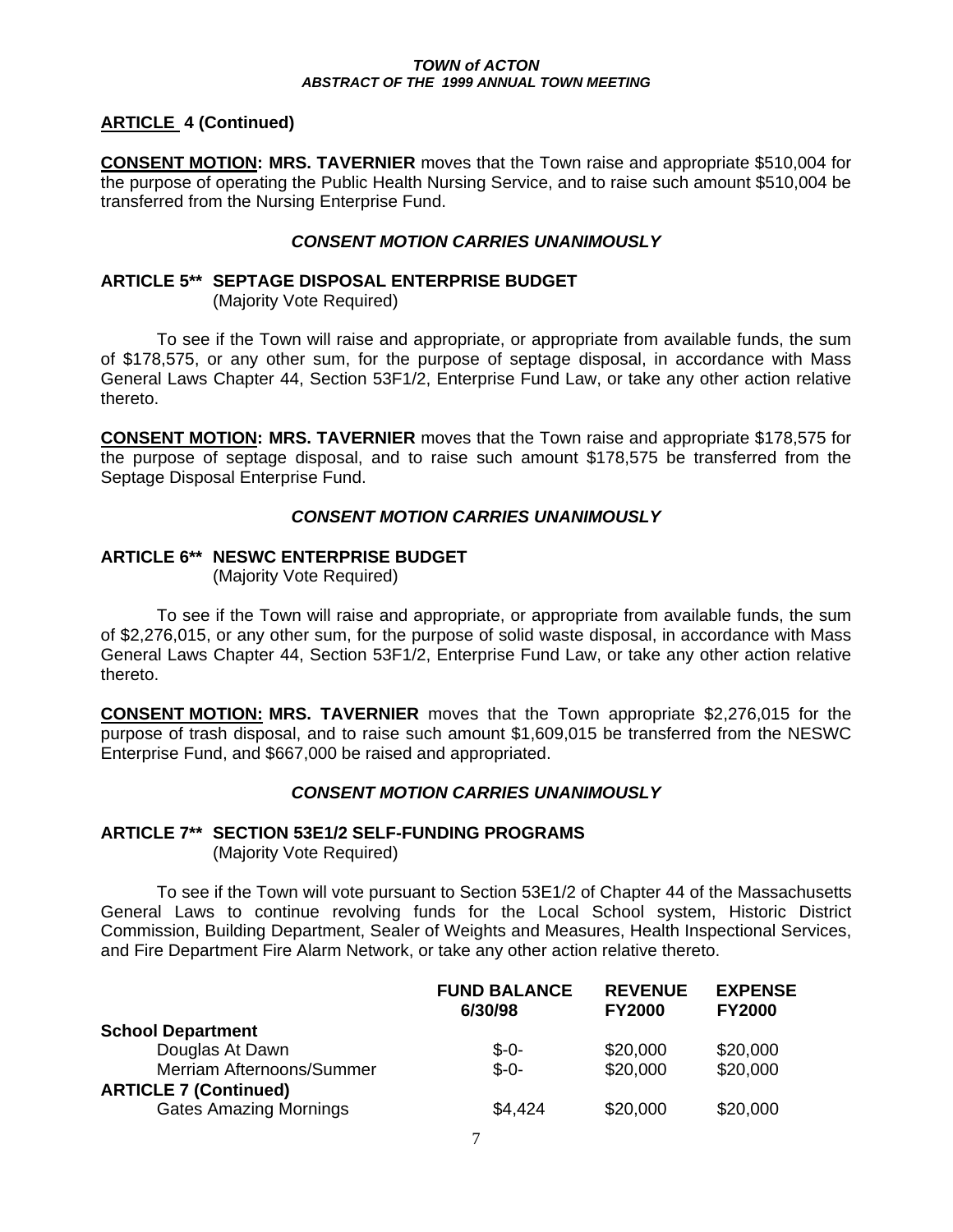**ARTICLE 4 (Continued)**

**CONSENT MOTION: MRS. TAVERNIER** moves that the Town raise and appropriate $510,004 for the purpose of operating the Public Health Nursing Service, and to raise such amount $510,004 be transferred from the Nursing Enterprise Fund.

***CONSENT MOTION CARRIES UNANIMOUSLY***

**ARTICLE 5\*\* SEPTAGE DISPOSAL ENTERPRISE BUDGET**
(Majority Vote Required)

To see if the Town will raise and appropriate, or appropriate from available funds, the sum of $178,575, or any other sum, for the purpose of septage disposal, in accordance with Mass General Laws Chapter 44, Section 53F1/2, Enterprise Fund Law, or take any other action relative thereto.

**CONSENT MOTION: MRS. TAVERNIER** moves that the Town raise and appropriate $178,575 for the purpose of septage disposal, and to raise such amount $178,575 be transferred from the Septage Disposal Enterprise Fund.

***CONSENT MOTION CARRIES UNANIMOUSLY***

**ARTICLE 6\*\* NESWC ENTERPRISE BUDGET**
(Majority Vote Required)

To see if the Town will raise and appropriate, or appropriate from available funds, the sum of $2,276,015, or any other sum, for the purpose of solid waste disposal, in accordance with Mass General Laws Chapter 44, Section 53F1/2, Enterprise Fund Law, or take any other action relative thereto.

**CONSENT MOTION: MRS. TAVERNIER** moves that the Town appropriate $2,276,015 for the purpose of trash disposal, and to raise such amount $1,609,015 be transferred from the NESWC Enterprise Fund, and $667,000 be raised and appropriated.

***CONSENT MOTION CARRIES UNANIMOUSLY***

**ARTICLE 7\*\* SECTION 53E1/2 SELF-FUNDING PROGRAMS**
(Majority Vote Required)

To see if the Town will vote pursuant to Section 53E1/2 of Chapter 44 of the Massachusetts General Laws to continue revolving funds for the Local School system, Historic District Commission, Building Department, Sealer of Weights and Measures, Health Inspectional Services, and Fire Department Fire Alarm Network, or take any other action relative thereto.

| | FUND BALANCE 6/30/98 | REVENUE FY2000 | EXPENSE FY2000 |
|---|---|---|---|
| **School Department** | | | |
| Douglas At Dawn | $-0- | $20,000 | $20,000 |
| Merriam Afternoons/Summer | $-0- | $20,000 | $20,000 |
| **ARTICLE 7 (Continued)** | | | |
| Gates Amazing Mornings | $4,424 | $20,000 | $20,000 |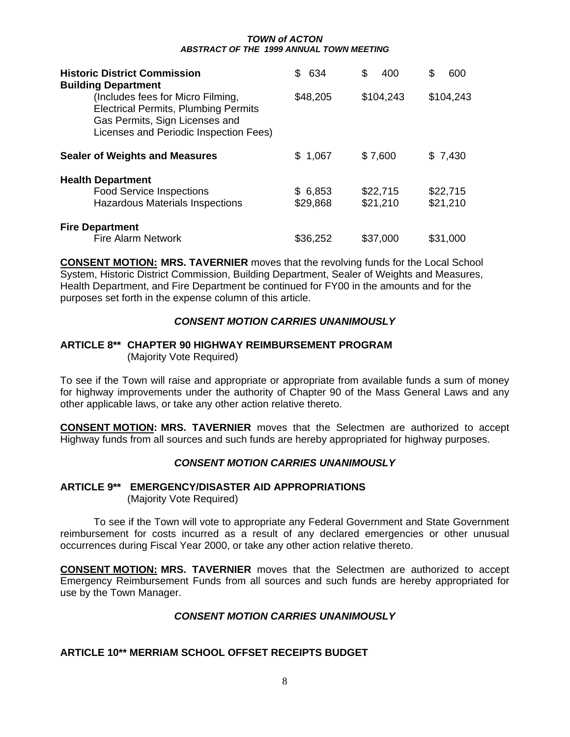| | | | |
|---|---|---|---|
| **Historic District Commission** | $ 634 | $ 400 | $ 600 |
| **Building Department** | | | |
| (Includes fees for Micro Filming, Electrical Permits, Plumbing Permits Gas Permits, Sign Licenses and Licenses and Periodic Inspection Fees) | $48,205 | $104,243 | $104,243 |
| **Sealer of Weights and Measures** | $ 1,067 | $ 7,600 | $ 7,430 |
| **Health Department** | | | |
| Food Service Inspections | $ 6,853 | $22,715 | $22,715 |
| Hazardous Materials Inspections | $29,868 | $21,210 | $21,210 |
| **Fire Department** | | | |
| Fire Alarm Network | $36,252 | $37,000 | $31,000 |

**CONSENT MOTION: MRS. TAVERNIER** moves that the revolving funds for the Local School System, Historic District Commission, Building Department, Sealer of Weights and Measures, Health Department, and Fire Department be continued for FY00 in the amounts and for the purposes set forth in the expense column of this article.

***CONSENT MOTION CARRIES UNANIMOUSLY***

## ARTICLE 8** CHAPTER 90 HIGHWAY REIMBURSEMENT PROGRAM

(Majority Vote Required)

To see if the Town will raise and appropriate or appropriate from available funds a sum of money for highway improvements under the authority of Chapter 90 of the Mass General Laws and any other applicable laws, or take any other action relative thereto.

**CONSENT MOTION: MRS. TAVERNIER** moves that the Selectmen are authorized to accept Highway funds from all sources and such funds are hereby appropriated for highway purposes.

***CONSENT MOTION CARRIES UNANIMOUSLY***

## ARTICLE 9** EMERGENCY/DISASTER AID APPROPRIATIONS

(Majority Vote Required)

To see if the Town will vote to appropriate any Federal Government and State Government reimbursement for costs incurred as a result of any declared emergencies or other unusual occurrences during Fiscal Year 2000, or take any other action relative thereto.

**CONSENT MOTION: MRS. TAVERNIER** moves that the Selectmen are authorized to accept Emergency Reimbursement Funds from all sources and such funds are hereby appropriated for use by the Town Manager.

***CONSENT MOTION CARRIES UNANIMOUSLY***

## ARTICLE 10** MERRIAM SCHOOL OFFSET RECEIPTS BUDGET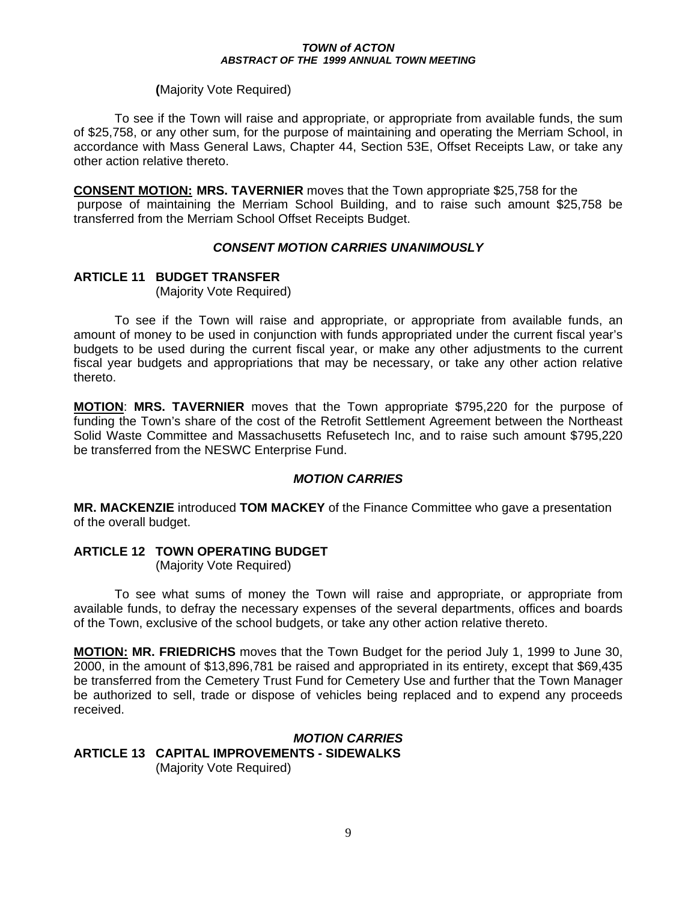(Majority Vote Required)

To see if the Town will raise and appropriate, or appropriate from available funds, the sum of $25,758, or any other sum, for the purpose of maintaining and operating the Merriam School, in accordance with Mass General Laws, Chapter 44, Section 53E, Offset Receipts Law, or take any other action relative thereto.

**CONSENT MOTION: MRS. TAVERNIER** moves that the Town appropriate $25,758 for the purpose of maintaining the Merriam School Building, and to raise such amount $25,758 be transferred from the Merriam School Offset Receipts Budget.

***CONSENT MOTION CARRIES UNANIMOUSLY***

## ARTICLE 11 BUDGET TRANSFER

(Majority Vote Required)

To see if the Town will raise and appropriate, or appropriate from available funds, an amount of money to be used in conjunction with funds appropriated under the current fiscal year's budgets to be used during the current fiscal year, or make any other adjustments to the current fiscal year budgets and appropriations that may be necessary, or take any other action relative thereto.

**MOTION**: **MRS. TAVERNIER** moves that the Town appropriate $795,220 for the purpose of funding the Town's share of the cost of the Retrofit Settlement Agreement between the Northeast Solid Waste Committee and Massachusetts Refusetech Inc, and to raise such amount $795,220 be transferred from the NESWC Enterprise Fund.

***MOTION CARRIES***

**MR. MACKENZIE** introduced **TOM MACKEY** of the Finance Committee who gave a presentation of the overall budget.

## ARTICLE 12 TOWN OPERATING BUDGET

(Majority Vote Required)

To see what sums of money the Town will raise and appropriate, or appropriate from available funds, to defray the necessary expenses of the several departments, offices and boards of the Town, exclusive of the school budgets, or take any other action relative thereto.

**MOTION: MR. FRIEDRICHS** moves that the Town Budget for the period July 1, 1999 to June 30, 2000, in the amount of $13,896,781 be raised and appropriated in its entirety, except that $69,435 be transferred from the Cemetery Trust Fund for Cemetery Use and further that the Town Manager be authorized to sell, trade or dispose of vehicles being replaced and to expend any proceeds received.

***MOTION CARRIES***

## ARTICLE 13 CAPITAL IMPROVEMENTS - SIDEWALKS

(Majority Vote Required)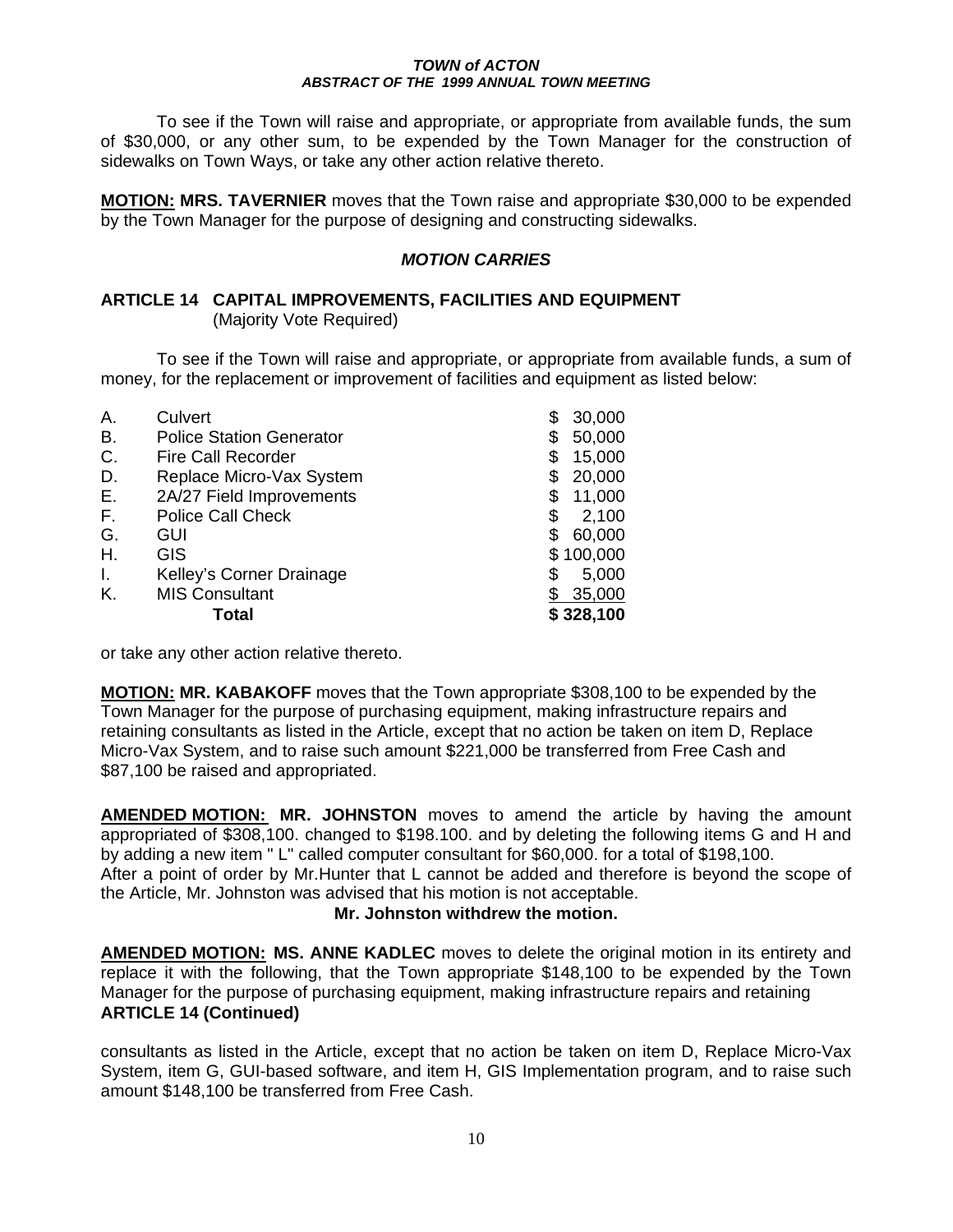To see if the Town will raise and appropriate, or appropriate from available funds, the sum of $30,000, or any other sum, to be expended by the Town Manager for the construction of sidewalks on Town Ways, or take any other action relative thereto.

**MOTION: MRS. TAVERNIER** moves that the Town raise and appropriate $30,000 to be expended by the Town Manager for the purpose of designing and constructing sidewalks.

***MOTION CARRIES***

## ARTICLE 14 CAPITAL IMPROVEMENTS, FACILITIES AND EQUIPMENT

(Majority Vote Required)

To see if the Town will raise and appropriate, or appropriate from available funds, a sum of money, for the replacement or improvement of facilities and equipment as listed below:

| | | |
|---|---|---|
| A. | Culvert | $ 30,000 |
| B. | Police Station Generator | $ 50,000 |
| C. | Fire Call Recorder | $ 15,000 |
| D. | Replace Micro-Vax System | $ 20,000 |
| E. | 2A/27 Field Improvements | $ 11,000 |
| F. | Police Call Check | $ 2,100 |
| G. | GUI | $ 60,000 |
| H. | GIS | $ 100,000 |
| I. | Kelley's Corner Drainage | $ 5,000 |
| K. | MIS Consultant | $ 35,000 |
| | **Total** | **$ 328,100** |

or take any other action relative thereto.

**MOTION: MR. KABAKOFF** moves that the Town appropriate $308,100 to be expended by the Town Manager for the purpose of purchasing equipment, making infrastructure repairs and retaining consultants as listed in the Article, except that no action be taken on item D, Replace Micro-Vax System, and to raise such amount $221,000 be transferred from Free Cash and $87,100 be raised and appropriated.

**AMENDED MOTION: MR. JOHNSTON** moves to amend the article by having the amount appropriated of $308,100. changed to $198.100. and by deleting the following items G and H and by adding a new item " L" called computer consultant for $60,000. for a total of $198,100.
After a point of order by Mr.Hunter that L cannot be added and therefore is beyond the scope of the Article, Mr. Johnston was advised that his motion is not acceptable.

**Mr. Johnston withdrew the motion.**

**AMENDED MOTION: MS. ANNE KADLEC** moves to delete the original motion in its entirety and replace it with the following, that the Town appropriate $148,100 to be expended by the Town Manager for the purpose of purchasing equipment, making infrastructure repairs and retaining

**ARTICLE 14 (Continued)**

consultants as listed in the Article, except that no action be taken on item D, Replace Micro-Vax System, item G, GUI-based software, and item H, GIS Implementation program, and to raise such amount $148,100 be transferred from Free Cash.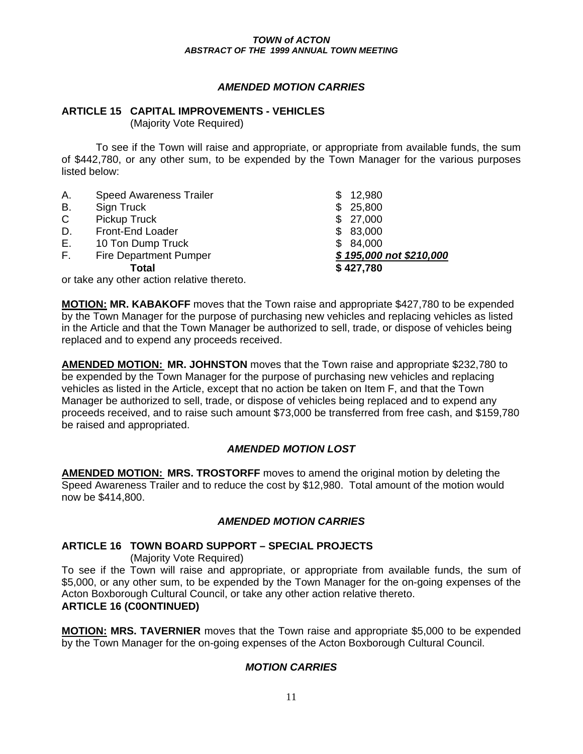*AMENDED MOTION CARRIES*

**ARTICLE 15 CAPITAL IMPROVEMENTS - VEHICLES**
(Majority Vote Required)

To see if the Town will raise and appropriate, or appropriate from available funds, the sum of $442,780, or any other sum, to be expended by the Town Manager for the various purposes listed below:

| | | |
|---|---|---|
| A. | Speed Awareness Trailer | $ 12,980 |
| B. | Sign Truck | $ 25,800 |
| C | Pickup Truck | $ 27,000 |
| D. | Front-End Loader | $ 83,000 |
| E. | 10 Ton Dump Truck | $ 84,000 |
| F. | Fire Department Pumper | ***$ 195,000 not $210,000*** |
| | **Total** | **$ 427,780** |

or take any other action relative thereto.

**MOTION: MR. KABAKOFF** moves that the Town raise and appropriate $427,780 to be expended by the Town Manager for the purpose of purchasing new vehicles and replacing vehicles as listed in the Article and that the Town Manager be authorized to sell, trade, or dispose of vehicles being replaced and to expend any proceeds received.

**AMENDED MOTION: MR. JOHNSTON** moves that the Town raise and appropriate $232,780 to be expended by the Town Manager for the purpose of purchasing new vehicles and replacing vehicles as listed in the Article, except that no action be taken on Item F, and that the Town Manager be authorized to sell, trade, or dispose of vehicles being replaced and to expend any proceeds received, and to raise such amount $73,000 be transferred from free cash, and $159,780 be raised and appropriated.

*AMENDED MOTION LOST*

**AMENDED MOTION: MRS. TROSTORFF** moves to amend the original motion by deleting the Speed Awareness Trailer and to reduce the cost by $12,980. Total amount of the motion would now be $414,800.

*AMENDED MOTION CARRIES*

**ARTICLE 16 TOWN BOARD SUPPORT – SPECIAL PROJECTS**
(Majority Vote Required)

To see if the Town will raise and appropriate, or appropriate from available funds, the sum of $5,000, or any other sum, to be expended by the Town Manager for the on-going expenses of the Acton Boxborough Cultural Council, or take any other action relative thereto.

**ARTICLE 16 (C0ONTINUED)**

**MOTION: MRS. TAVERNIER** moves that the Town raise and appropriate $5,000 to be expended by the Town Manager for the on-going expenses of the Acton Boxborough Cultural Council.

*MOTION CARRIES*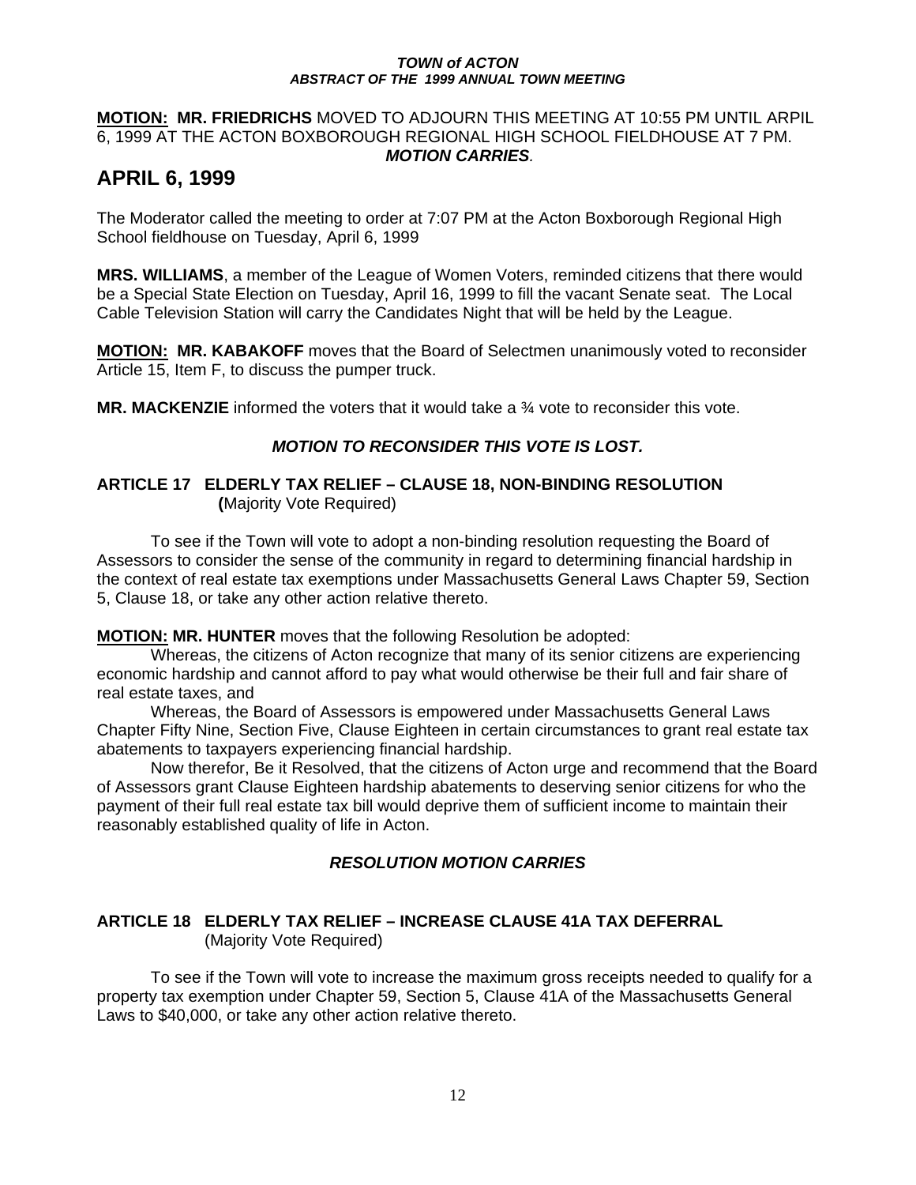**MOTION: MR. FRIEDRICHS** MOVED TO ADJOURN THIS MEETING AT 10:55 PM UNTIL ARPIL 6, 1999 AT THE ACTON BOXBOROUGH REGIONAL HIGH SCHOOL FIELDHOUSE AT 7 PM.

***MOTION CARRIES.***

# APRIL 6, 1999

The Moderator called the meeting to order at 7:07 PM at the Acton Boxborough Regional High School fieldhouse on Tuesday, April 6, 1999

**MRS. WILLIAMS**, a member of the League of Women Voters, reminded citizens that there would be a Special State Election on Tuesday, April 16, 1999 to fill the vacant Senate seat. The Local Cable Television Station will carry the Candidates Night that will be held by the League.

**MOTION: MR. KABAKOFF** moves that the Board of Selectmen unanimously voted to reconsider Article 15, Item F, to discuss the pumper truck.

**MR. MACKENZIE** informed the voters that it would take a ¾ vote to reconsider this vote.

***MOTION TO RECONSIDER THIS VOTE IS LOST.***

### ARTICLE 17 ELDERLY TAX RELIEF – CLAUSE 18, NON-BINDING RESOLUTION
**(**Majority Vote Required)

To see if the Town will vote to adopt a non-binding resolution requesting the Board of Assessors to consider the sense of the community in regard to determining financial hardship in the context of real estate tax exemptions under Massachusetts General Laws Chapter 59, Section 5, Clause 18, or take any other action relative thereto.

**MOTION: MR. HUNTER** moves that the following Resolution be adopted:

Whereas, the citizens of Acton recognize that many of its senior citizens are experiencing economic hardship and cannot afford to pay what would otherwise be their full and fair share of real estate taxes, and

Whereas, the Board of Assessors is empowered under Massachusetts General Laws Chapter Fifty Nine, Section Five, Clause Eighteen in certain circumstances to grant real estate tax abatements to taxpayers experiencing financial hardship.

Now therefor, Be it Resolved, that the citizens of Acton urge and recommend that the Board of Assessors grant Clause Eighteen hardship abatements to deserving senior citizens for who the payment of their full real estate tax bill would deprive them of sufficient income to maintain their reasonably established quality of life in Acton.

***RESOLUTION MOTION CARRIES***

### ARTICLE 18 ELDERLY TAX RELIEF – INCREASE CLAUSE 41A TAX DEFERRAL
(Majority Vote Required)

To see if the Town will vote to increase the maximum gross receipts needed to qualify for a property tax exemption under Chapter 59, Section 5, Clause 41A of the Massachusetts General Laws to $40,000, or take any other action relative thereto.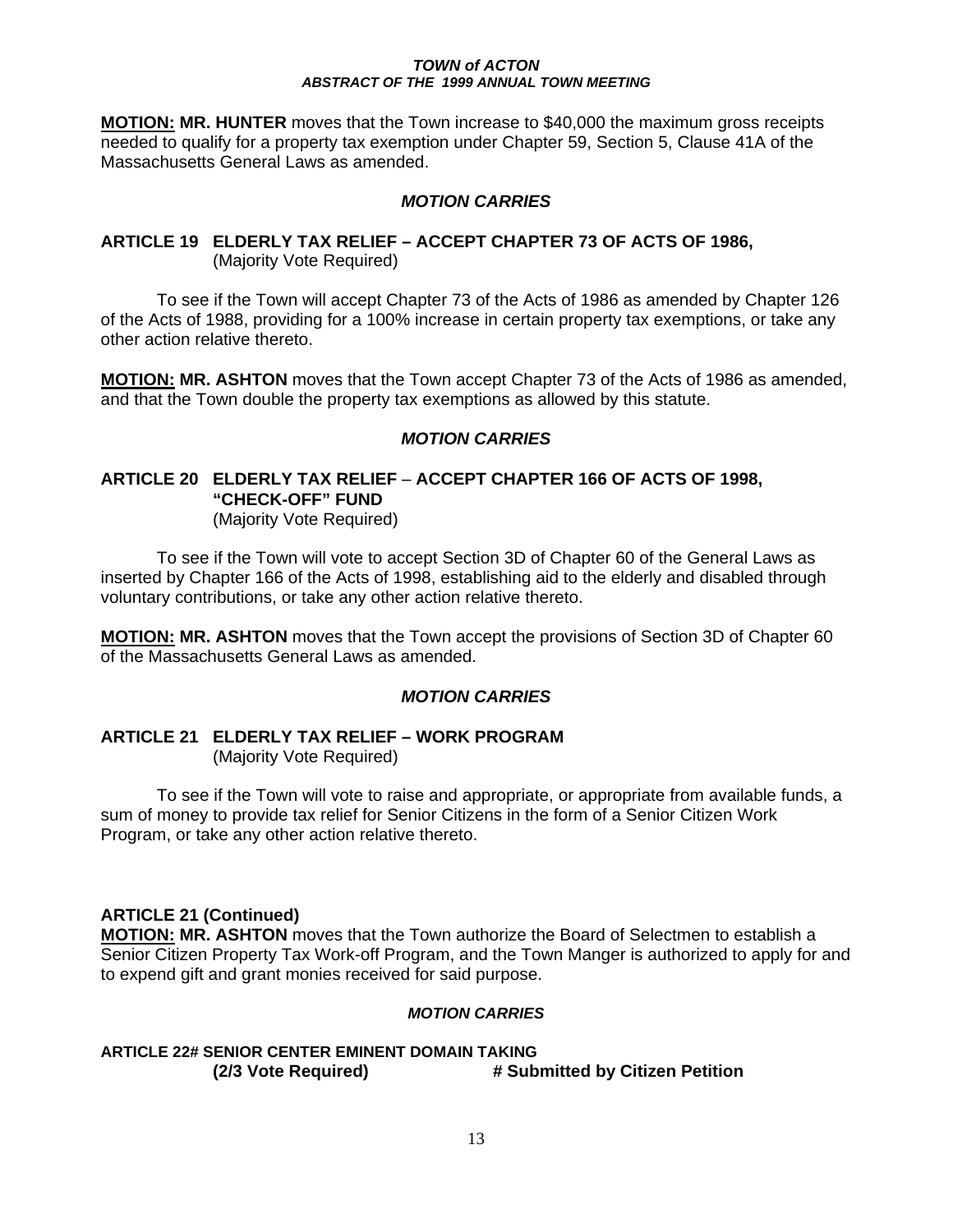**MOTION: MR. HUNTER** moves that the Town increase to $40,000 the maximum gross receipts needed to qualify for a property tax exemption under Chapter 59, Section 5, Clause 41A of the Massachusetts General Laws as amended.

***MOTION CARRIES***

### ARTICLE 19 ELDERLY TAX RELIEF – ACCEPT CHAPTER 73 OF ACTS OF 1986,
(Majority Vote Required)

To see if the Town will accept Chapter 73 of the Acts of 1986 as amended by Chapter 126 of the Acts of 1988, providing for a 100% increase in certain property tax exemptions, or take any other action relative thereto.

**MOTION: MR. ASHTON** moves that the Town accept Chapter 73 of the Acts of 1986 as amended, and that the Town double the property tax exemptions as allowed by this statute.

***MOTION CARRIES***

### ARTICLE 20 ELDERLY TAX RELIEF – ACCEPT CHAPTER 166 OF ACTS OF 1998, "CHECK-OFF" FUND
(Majority Vote Required)

To see if the Town will vote to accept Section 3D of Chapter 60 of the General Laws as inserted by Chapter 166 of the Acts of 1998, establishing aid to the elderly and disabled through voluntary contributions, or take any other action relative thereto.

**MOTION: MR. ASHTON** moves that the Town accept the provisions of Section 3D of Chapter 60 of the Massachusetts General Laws as amended.

***MOTION CARRIES***

### ARTICLE 21 ELDERLY TAX RELIEF – WORK PROGRAM
(Majority Vote Required)

To see if the Town will vote to raise and appropriate, or appropriate from available funds, a sum of money to provide tax relief for Senior Citizens in the form of a Senior Citizen Work Program, or take any other action relative thereto.

**ARTICLE 21 (Continued)**

**MOTION: MR. ASHTON** moves that the Town authorize the Board of Selectmen to establish a Senior Citizen Property Tax Work-off Program, and the Town Manger is authorized to apply for and to expend gift and grant monies received for said purpose.

***MOTION CARRIES***

### ARTICLE 22# SENIOR CENTER EMINENT DOMAIN TAKING
**(2/3 Vote Required)** **# Submitted by Citizen Petition**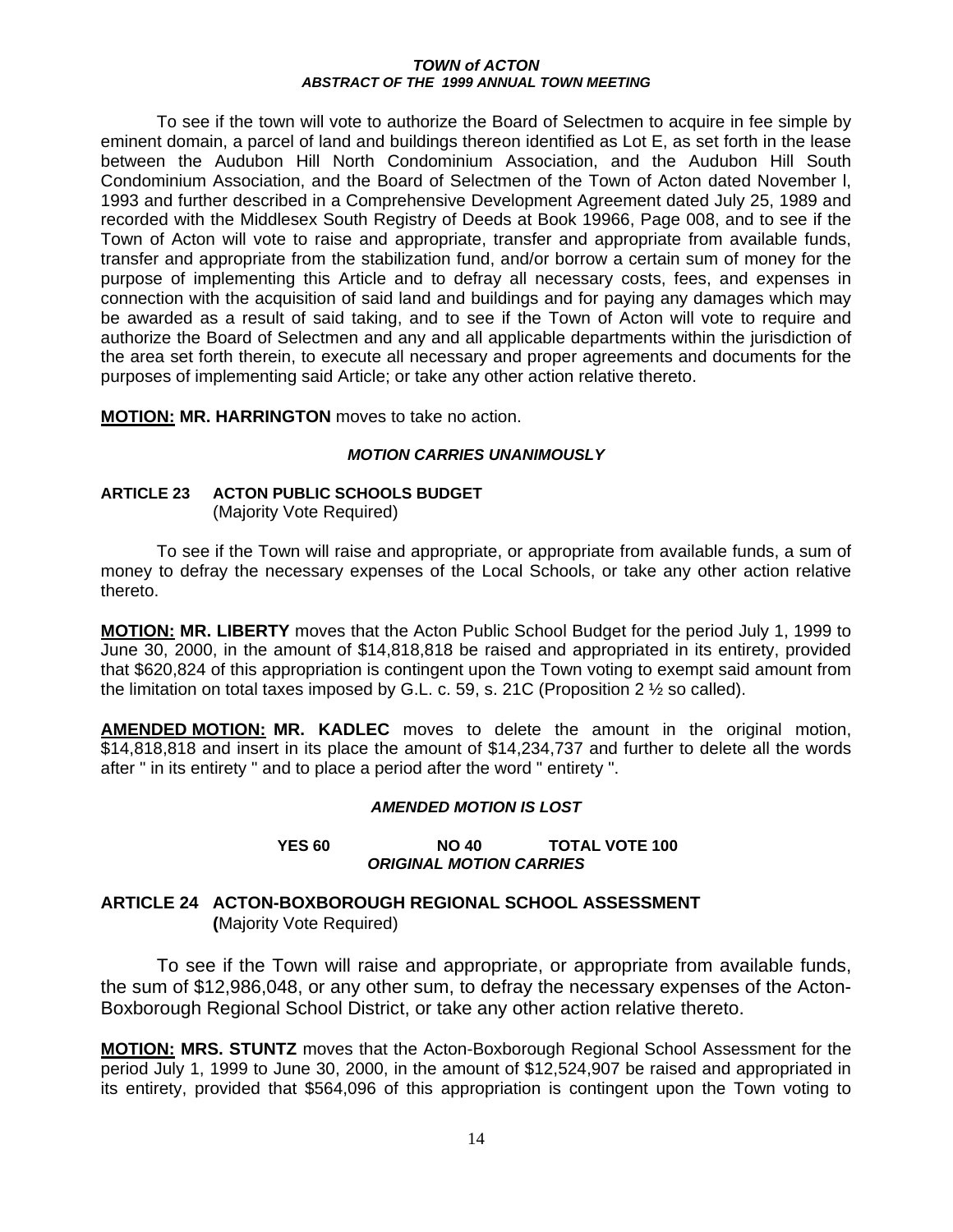To see if the town will vote to authorize the Board of Selectmen to acquire in fee simple by eminent domain, a parcel of land and buildings thereon identified as Lot E, as set forth in the lease between the Audubon Hill North Condominium Association, and the Audubon Hill South Condominium Association, and the Board of Selectmen of the Town of Acton dated November l, 1993 and further described in a Comprehensive Development Agreement dated July 25, 1989 and recorded with the Middlesex South Registry of Deeds at Book 19966, Page 008, and to see if the Town of Acton will vote to raise and appropriate, transfer and appropriate from available funds, transfer and appropriate from the stabilization fund, and/or borrow a certain sum of money for the purpose of implementing this Article and to defray all necessary costs, fees, and expenses in connection with the acquisition of said land and buildings and for paying any damages which may be awarded as a result of said taking, and to see if the Town of Acton will vote to require and authorize the Board of Selectmen and any and all applicable departments within the jurisdiction of the area set forth therein, to execute all necessary and proper agreements and documents for the purposes of implementing said Article; or take any other action relative thereto.

**MOTION: MR. HARRINGTON** moves to take no action.

***MOTION CARRIES UNANIMOUSLY***

**ARTICLE 23 ACTON PUBLIC SCHOOLS BUDGET**
(Majority Vote Required)

To see if the Town will raise and appropriate, or appropriate from available funds, a sum of money to defray the necessary expenses of the Local Schools, or take any other action relative thereto.

**MOTION: MR. LIBERTY** moves that the Acton Public School Budget for the period July 1, 1999 to June 30, 2000, in the amount of $14,818,818 be raised and appropriated in its entirety, provided that $620,824 of this appropriation is contingent upon the Town voting to exempt said amount from the limitation on total taxes imposed by G.L. c. 59, s. 21C (Proposition 2 ½ so called).

**AMENDED MOTION: MR. KADLEC** moves to delete the amount in the original motion, $14,818,818 and insert in its place the amount of $14,234,737 and further to delete all the words after " in its entirety " and to place a period after the word " entirety ".

***AMENDED MOTION IS LOST***

**YES 60 NO 40 TOTAL VOTE 100**

***ORIGINAL MOTION CARRIES***

**ARTICLE 24 ACTON-BOXBOROUGH REGIONAL SCHOOL ASSESSMENT**
(Majority Vote Required)

To see if the Town will raise and appropriate, or appropriate from available funds, the sum of $12,986,048, or any other sum, to defray the necessary expenses of the Acton-Boxborough Regional School District, or take any other action relative thereto.

**MOTION: MRS. STUNTZ** moves that the Acton-Boxborough Regional School Assessment for the period July 1, 1999 to June 30, 2000, in the amount of $12,524,907 be raised and appropriated in its entirety, provided that $564,096 of this appropriation is contingent upon the Town voting to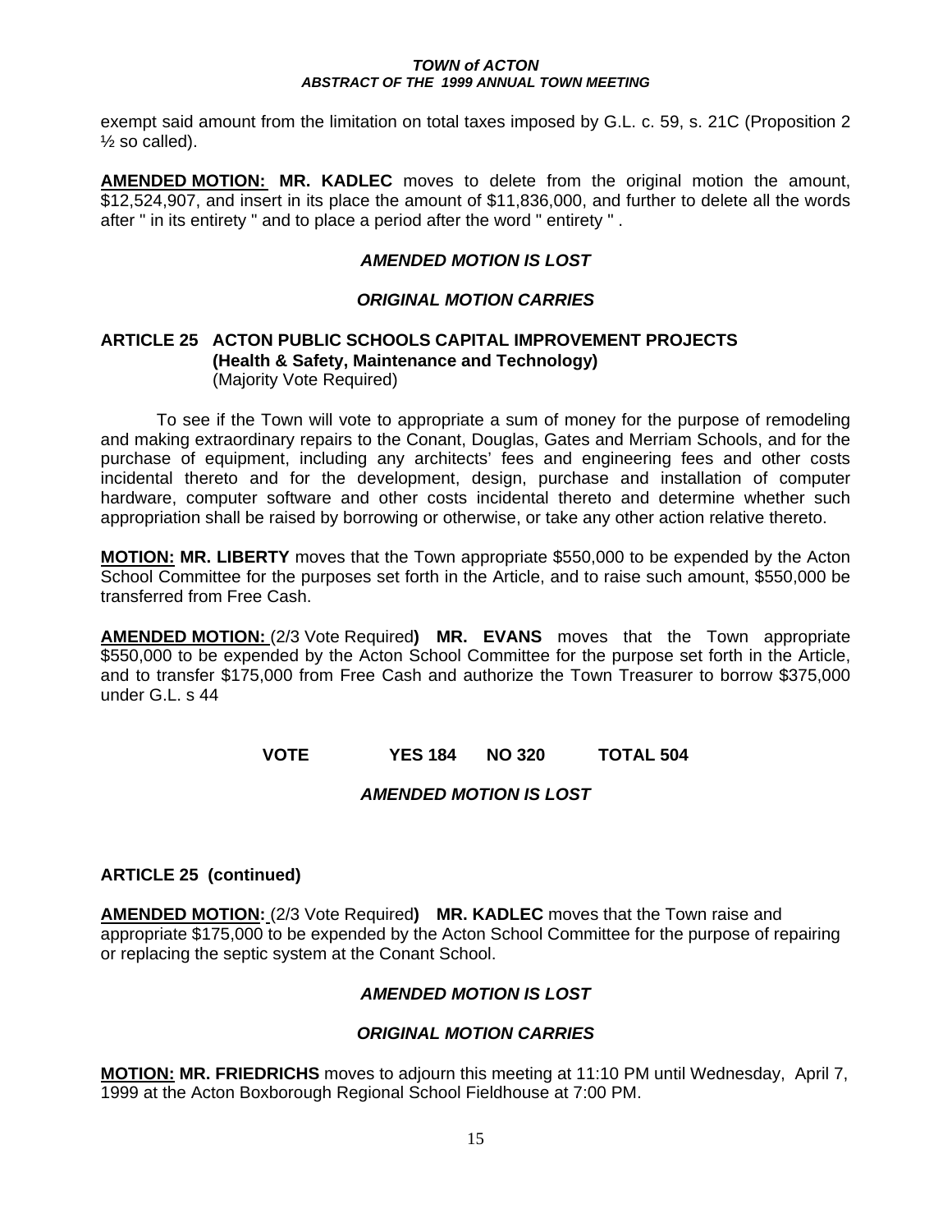exempt said amount from the limitation on total taxes imposed by G.L. c. 59, s. 21C (Proposition 2 ½ so called).

**AMENDED MOTION: MR. KADLEC** moves to delete from the original motion the amount, $12,524,907, and insert in its place the amount of $11,836,000, and further to delete all the words after " in its entirety " and to place a period after the word " entirety " .

***AMENDED MOTION IS LOST***

***ORIGINAL MOTION CARRIES***

### ARTICLE 25 ACTON PUBLIC SCHOOLS CAPITAL IMPROVEMENT PROJECTS (Health & Safety, Maintenance and Technology)

(Majority Vote Required)

To see if the Town will vote to appropriate a sum of money for the purpose of remodeling and making extraordinary repairs to the Conant, Douglas, Gates and Merriam Schools, and for the purchase of equipment, including any architects' fees and engineering fees and other costs incidental thereto and for the development, design, purchase and installation of computer hardware, computer software and other costs incidental thereto and determine whether such appropriation shall be raised by borrowing or otherwise, or take any other action relative thereto.

**MOTION: MR. LIBERTY** moves that the Town appropriate $550,000 to be expended by the Acton School Committee for the purposes set forth in the Article, and to raise such amount, $550,000 be transferred from Free Cash.

**AMENDED MOTION:** (2/3 Vote Required**) MR. EVANS** moves that the Town appropriate $550,000 to be expended by the Acton School Committee for the purpose set forth in the Article, and to transfer $175,000 from Free Cash and authorize the Town Treasurer to borrow $375,000 under G.L. s 44

**VOTE YES 184 NO 320 TOTAL 504**

***AMENDED MOTION IS LOST***

### ARTICLE 25 (continued)

**AMENDED MOTION:** (2/3 Vote Required**) MR. KADLEC** moves that the Town raise and appropriate $175,000 to be expended by the Acton School Committee for the purpose of repairing or replacing the septic system at the Conant School.

***AMENDED MOTION IS LOST***

***ORIGINAL MOTION CARRIES***

**MOTION: MR. FRIEDRICHS** moves to adjourn this meeting at 11:10 PM until Wednesday, April 7, 1999 at the Acton Boxborough Regional School Fieldhouse at 7:00 PM.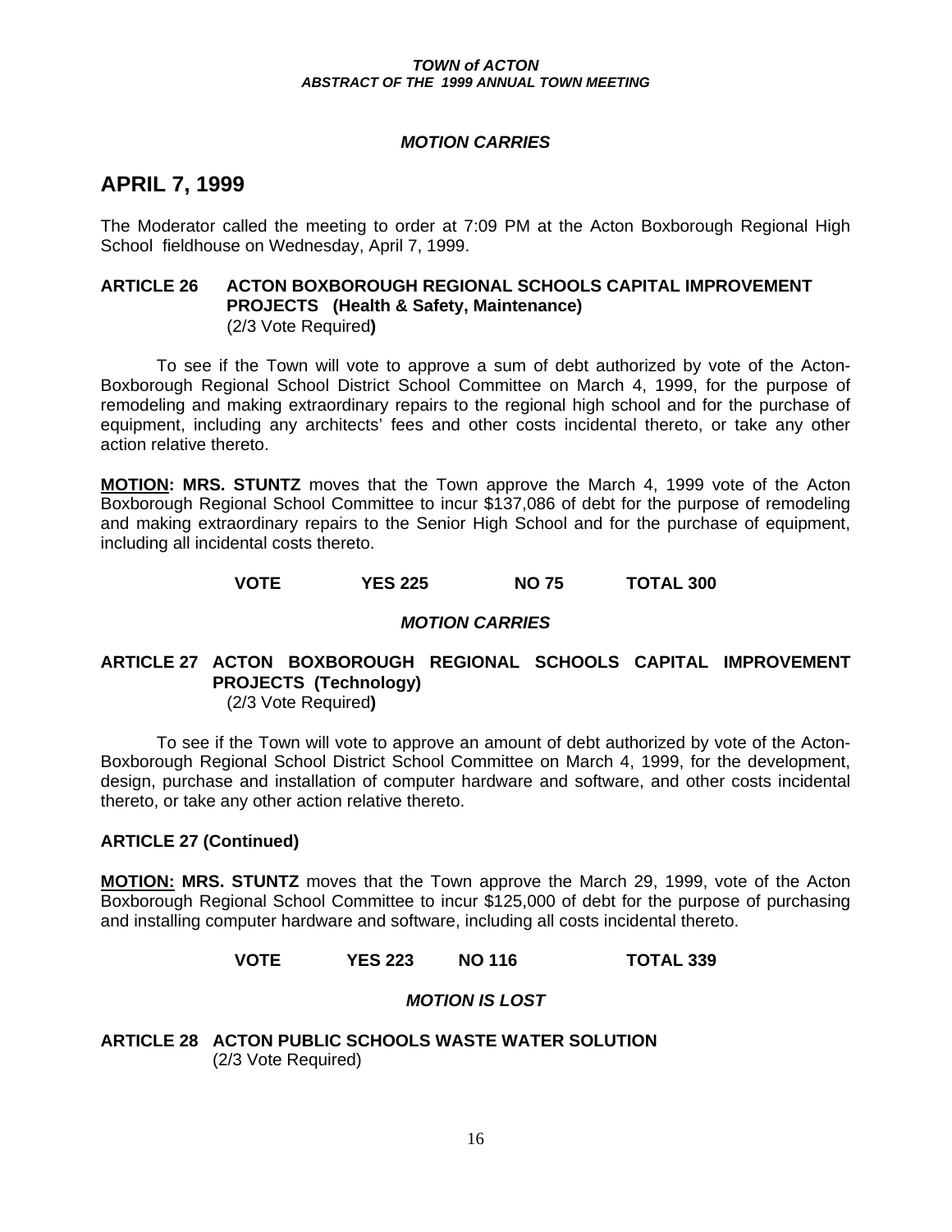***MOTION CARRIES***

## APRIL 7, 1999

The Moderator called the meeting to order at 7:09 PM at the Acton Boxborough Regional High School fieldhouse on Wednesday, April 7, 1999.

### ARTICLE 26 ACTON BOXBOROUGH REGIONAL SCHOOLS CAPITAL IMPROVEMENT PROJECTS (Health & Safety, Maintenance)
(2/3 Vote Required**)**

To see if the Town will vote to approve a sum of debt authorized by vote of the Acton-Boxborough Regional School District School Committee on March 4, 1999, for the purpose of remodeling and making extraordinary repairs to the regional high school and for the purchase of equipment, including any architects' fees and other costs incidental thereto, or take any other action relative thereto.

**MOTION: MRS. STUNTZ** moves that the Town approve the March 4, 1999 vote of the Acton Boxborough Regional School Committee to incur $137,086 of debt for the purpose of remodeling and making extraordinary repairs to the Senior High School and for the purchase of equipment, including all incidental costs thereto.

**VOTE YES 225 NO 75 TOTAL 300**

***MOTION CARRIES***

### ARTICLE 27 ACTON BOXBOROUGH REGIONAL SCHOOLS CAPITAL IMPROVEMENT PROJECTS (Technology)
(2/3 Vote Required**)**

To see if the Town will vote to approve an amount of debt authorized by vote of the Acton-Boxborough Regional School District School Committee on March 4, 1999, for the development, design, purchase and installation of computer hardware and software, and other costs incidental thereto, or take any other action relative thereto.

**ARTICLE 27 (Continued)**

**MOTION: MRS. STUNTZ** moves that the Town approve the March 29, 1999, vote of the Acton Boxborough Regional School Committee to incur $125,000 of debt for the purpose of purchasing and installing computer hardware and software, including all costs incidental thereto.

**VOTE YES 223 NO 116 TOTAL 339**

***MOTION IS LOST***

### ARTICLE 28 ACTON PUBLIC SCHOOLS WASTE WATER SOLUTION
(2/3 Vote Required)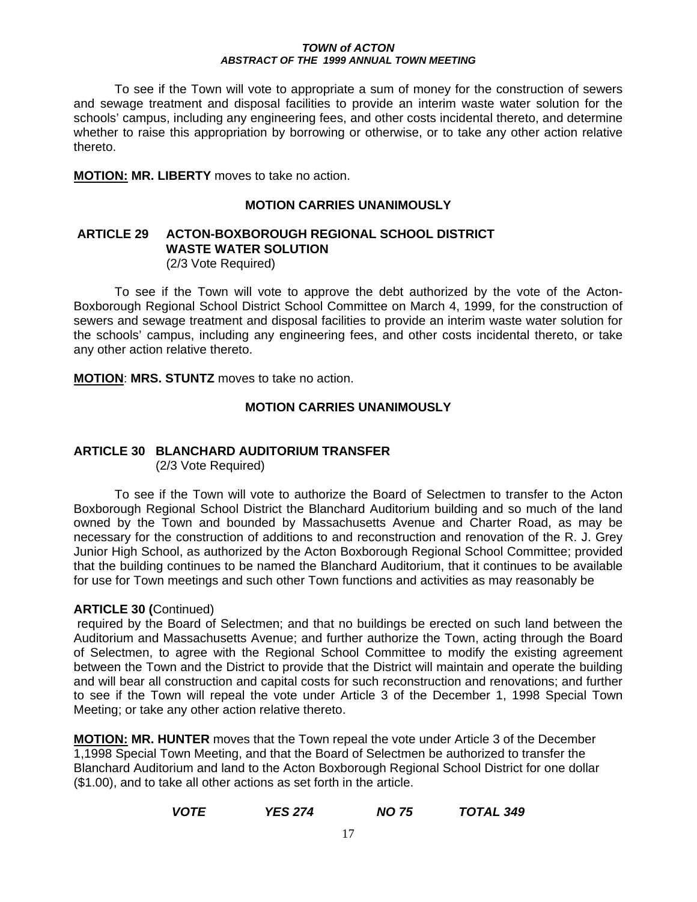To see if the Town will vote to appropriate a sum of money for the construction of sewers and sewage treatment and disposal facilities to provide an interim waste water solution for the schools' campus, including any engineering fees, and other costs incidental thereto, and determine whether to raise this appropriation by borrowing or otherwise, or to take any other action relative thereto.

**MOTION: MR. LIBERTY** moves to take no action.

**MOTION CARRIES UNANIMOUSLY**

## ARTICLE 29 ACTON-BOXBOROUGH REGIONAL SCHOOL DISTRICT WASTE WATER SOLUTION

(2/3 Vote Required)

To see if the Town will vote to approve the debt authorized by the vote of the Acton-Boxborough Regional School District School Committee on March 4, 1999, for the construction of sewers and sewage treatment and disposal facilities to provide an interim waste water solution for the schools' campus, including any engineering fees, and other costs incidental thereto, or take any other action relative thereto.

**MOTION**: **MRS. STUNTZ** moves to take no action.

**MOTION CARRIES UNANIMOUSLY**

## ARTICLE 30 BLANCHARD AUDITORIUM TRANSFER

(2/3 Vote Required)

To see if the Town will vote to authorize the Board of Selectmen to transfer to the Acton Boxborough Regional School District the Blanchard Auditorium building and so much of the land owned by the Town and bounded by Massachusetts Avenue and Charter Road, as may be necessary for the construction of additions to and reconstruction and renovation of the R. J. Grey Junior High School, as authorized by the Acton Boxborough Regional School Committee; provided that the building continues to be named the Blanchard Auditorium, that it continues to be available for use for Town meetings and such other Town functions and activities as may reasonably be

**ARTICLE 30 (**Continued)

required by the Board of Selectmen; and that no buildings be erected on such land between the Auditorium and Massachusetts Avenue; and further authorize the Town, acting through the Board of Selectmen, to agree with the Regional School Committee to modify the existing agreement between the Town and the District to provide that the District will maintain and operate the building and will bear all construction and capital costs for such reconstruction and renovations; and further to see if the Town will repeal the vote under Article 3 of the December 1, 1998 Special Town Meeting; or take any other action relative thereto.

**MOTION: MR. HUNTER** moves that the Town repeal the vote under Article 3 of the December 1,1998 Special Town Meeting, and that the Board of Selectmen be authorized to transfer the Blanchard Auditorium and land to the Acton Boxborough Regional School District for one dollar ($1.00), and to take all other actions as set forth in the article.

***VOTE YES 274 NO 75 TOTAL 349***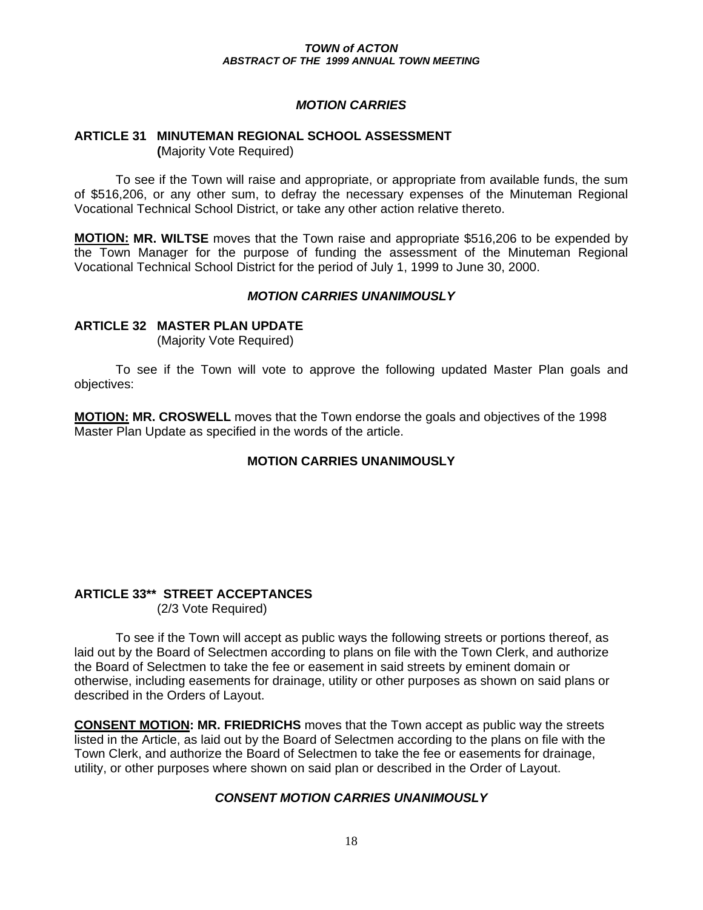***MOTION CARRIES***

**ARTICLE 31 MINUTEMAN REGIONAL SCHOOL ASSESSMENT**
**(**Majority Vote Required)

To see if the Town will raise and appropriate, or appropriate from available funds, the sum of $516,206, or any other sum, to defray the necessary expenses of the Minuteman Regional Vocational Technical School District, or take any other action relative thereto.

**MOTION: MR. WILTSE** moves that the Town raise and appropriate $516,206 to be expended by the Town Manager for the purpose of funding the assessment of the Minuteman Regional Vocational Technical School District for the period of July 1, 1999 to June 30, 2000.

***MOTION CARRIES UNANIMOUSLY***

**ARTICLE 32 MASTER PLAN UPDATE**
(Majority Vote Required)

To see if the Town will vote to approve the following updated Master Plan goals and objectives:

**MOTION: MR. CROSWELL** moves that the Town endorse the goals and objectives of the 1998 Master Plan Update as specified in the words of the article.

**MOTION CARRIES UNANIMOUSLY**

**ARTICLE 33** STREET ACCEPTANCES**
(2/3 Vote Required)

To see if the Town will accept as public ways the following streets or portions thereof, as laid out by the Board of Selectmen according to plans on file with the Town Clerk, and authorize the Board of Selectmen to take the fee or easement in said streets by eminent domain or otherwise, including easements for drainage, utility or other purposes as shown on said plans or described in the Orders of Layout.

**CONSENT MOTION: MR. FRIEDRICHS** moves that the Town accept as public way the streets listed in the Article, as laid out by the Board of Selectmen according to the plans on file with the Town Clerk, and authorize the Board of Selectmen to take the fee or easements for drainage, utility, or other purposes where shown on said plan or described in the Order of Layout.

***CONSENT MOTION CARRIES UNANIMOUSLY***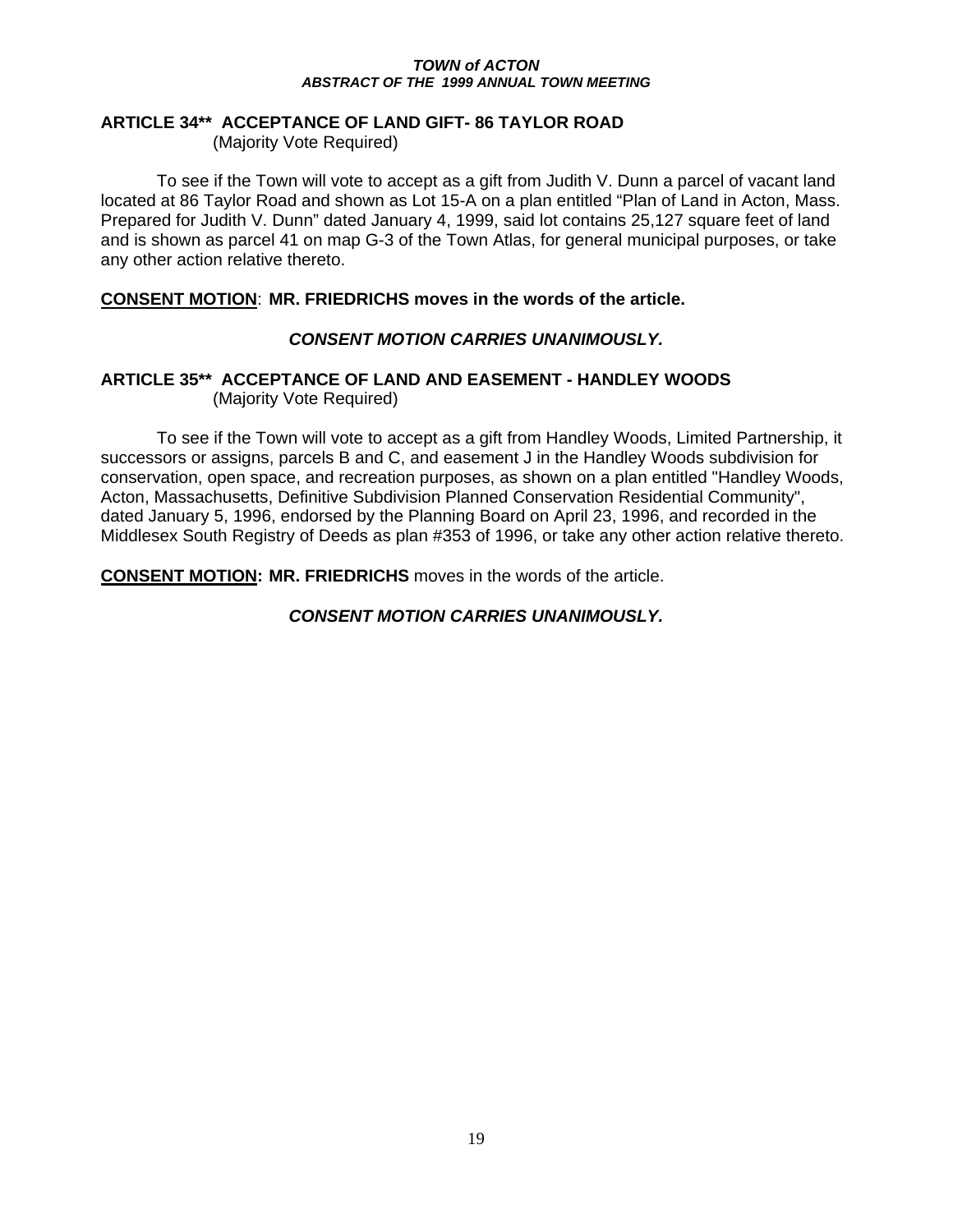## ARTICLE 34** ACCEPTANCE OF LAND GIFT- 86 TAYLOR ROAD

(Majority Vote Required)

To see if the Town will vote to accept as a gift from Judith V. Dunn a parcel of vacant land located at 86 Taylor Road and shown as Lot 15-A on a plan entitled "Plan of Land in Acton, Mass. Prepared for Judith V. Dunn" dated January 4, 1999, said lot contains 25,127 square feet of land and is shown as parcel 41 on map G-3 of the Town Atlas, for general municipal purposes, or take any other action relative thereto.

**CONSENT MOTION**: **MR. FRIEDRICHS moves in the words of the article.**

***CONSENT MOTION CARRIES UNANIMOUSLY.***

## ARTICLE 35** ACCEPTANCE OF LAND AND EASEMENT - HANDLEY WOODS

(Majority Vote Required)

To see if the Town will vote to accept as a gift from Handley Woods, Limited Partnership, it successors or assigns, parcels B and C, and easement J in the Handley Woods subdivision for conservation, open space, and recreation purposes, as shown on a plan entitled "Handley Woods, Acton, Massachusetts, Definitive Subdivision Planned Conservation Residential Community", dated January 5, 1996, endorsed by the Planning Board on April 23, 1996, and recorded in the Middlesex South Registry of Deeds as plan #353 of 1996, or take any other action relative thereto.

**CONSENT MOTION: MR. FRIEDRICHS** moves in the words of the article.

***CONSENT MOTION CARRIES UNANIMOUSLY.***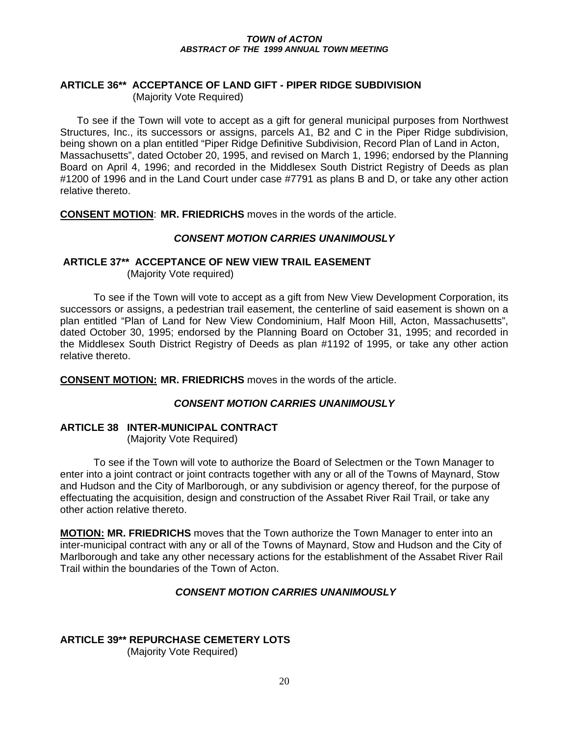### ARTICLE 36** ACCEPTANCE OF LAND GIFT - PIPER RIDGE SUBDIVISION

(Majority Vote Required)

To see if the Town will vote to accept as a gift for general municipal purposes from Northwest Structures, Inc., its successors or assigns, parcels A1, B2 and C in the Piper Ridge subdivision, being shown on a plan entitled "Piper Ridge Definitive Subdivision, Record Plan of Land in Acton, Massachusetts", dated October 20, 1995, and revised on March 1, 1996; endorsed by the Planning Board on April 4, 1996; and recorded in the Middlesex South District Registry of Deeds as plan #1200 of 1996 and in the Land Court under case #7791 as plans B and D, or take any other action relative thereto.

**CONSENT MOTION**: **MR. FRIEDRICHS** moves in the words of the article.

***CONSENT MOTION CARRIES UNANIMOUSLY***

### ARTICLE 37** ACCEPTANCE OF NEW VIEW TRAIL EASEMENT

(Majority Vote required)

To see if the Town will vote to accept as a gift from New View Development Corporation, its successors or assigns, a pedestrian trail easement, the centerline of said easement is shown on a plan entitled "Plan of Land for New View Condominium, Half Moon Hill, Acton, Massachusetts", dated October 30, 1995; endorsed by the Planning Board on October 31, 1995; and recorded in the Middlesex South District Registry of Deeds as plan #1192 of 1995, or take any other action relative thereto.

**CONSENT MOTION: MR. FRIEDRICHS** moves in the words of the article.

***CONSENT MOTION CARRIES UNANIMOUSLY***

### ARTICLE 38 INTER-MUNICIPAL CONTRACT

(Majority Vote Required)

To see if the Town will vote to authorize the Board of Selectmen or the Town Manager to enter into a joint contract or joint contracts together with any or all of the Towns of Maynard, Stow and Hudson and the City of Marlborough, or any subdivision or agency thereof, for the purpose of effectuating the acquisition, design and construction of the Assabet River Rail Trail, or take any other action relative thereto.

**MOTION: MR. FRIEDRICHS** moves that the Town authorize the Town Manager to enter into an inter-municipal contract with any or all of the Towns of Maynard, Stow and Hudson and the City of Marlborough and take any other necessary actions for the establishment of the Assabet River Rail Trail within the boundaries of the Town of Acton.

***CONSENT MOTION CARRIES UNANIMOUSLY***

### ARTICLE 39** REPURCHASE CEMETERY LOTS

(Majority Vote Required)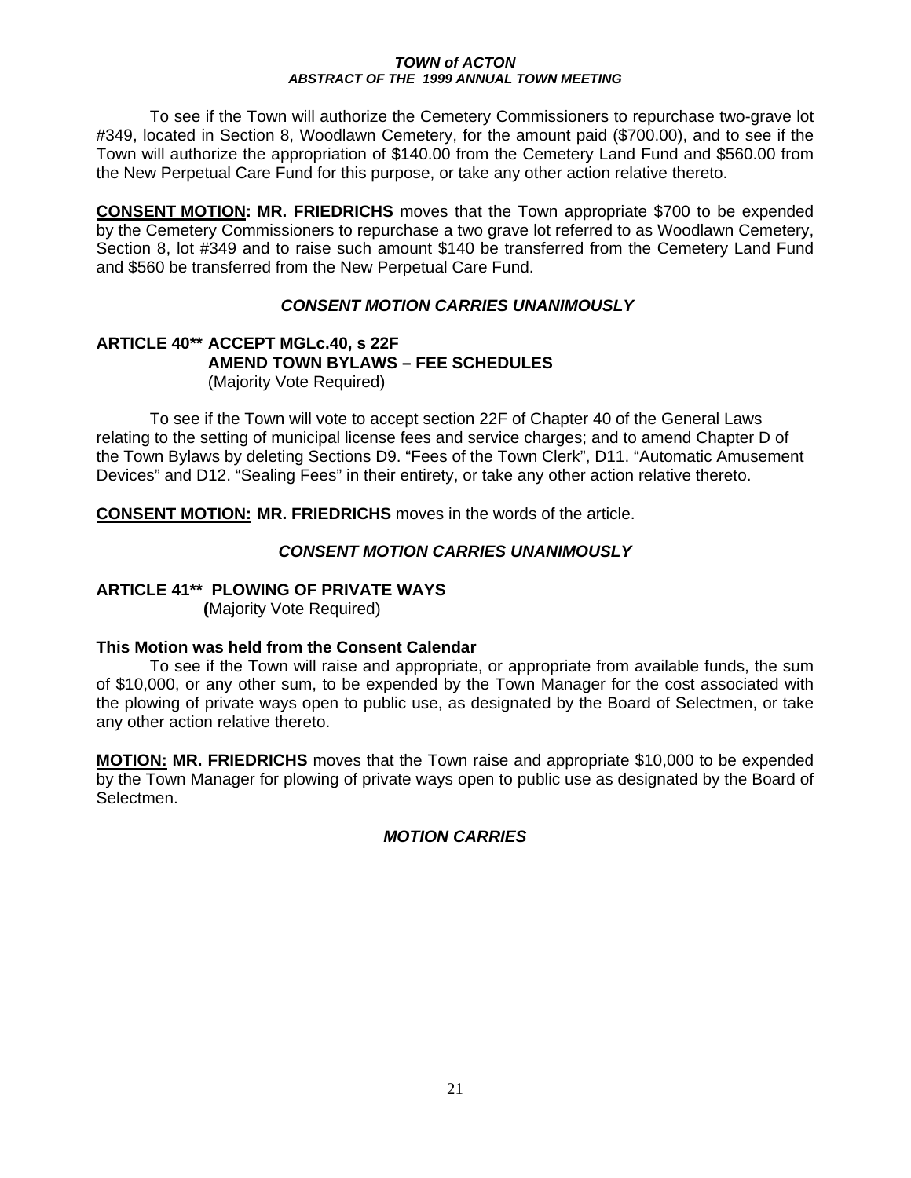To see if the Town will authorize the Cemetery Commissioners to repurchase two-grave lot #349, located in Section 8, Woodlawn Cemetery, for the amount paid ($700.00), and to see if the Town will authorize the appropriation of $140.00 from the Cemetery Land Fund and $560.00 from the New Perpetual Care Fund for this purpose, or take any other action relative thereto.

**CONSENT MOTION: MR. FRIEDRICHS** moves that the Town appropriate $700 to be expended by the Cemetery Commissioners to repurchase a two grave lot referred to as Woodlawn Cemetery, Section 8, lot #349 and to raise such amount $140 be transferred from the Cemetery Land Fund and $560 be transferred from the New Perpetual Care Fund.

***CONSENT MOTION CARRIES UNANIMOUSLY***

**ARTICLE 40\*\* ACCEPT MGLc.40, s 22F**
**AMEND TOWN BYLAWS – FEE SCHEDULES**
(Majority Vote Required)

To see if the Town will vote to accept section 22F of Chapter 40 of the General Laws relating to the setting of municipal license fees and service charges; and to amend Chapter D of the Town Bylaws by deleting Sections D9. "Fees of the Town Clerk", D11. "Automatic Amusement Devices" and D12. "Sealing Fees" in their entirety, or take any other action relative thereto.

**CONSENT MOTION: MR. FRIEDRICHS** moves in the words of the article.

***CONSENT MOTION CARRIES UNANIMOUSLY***

**ARTICLE 41\*\* PLOWING OF PRIVATE WAYS**
**(**Majority Vote Required)

**This Motion was held from the Consent Calendar**

To see if the Town will raise and appropriate, or appropriate from available funds, the sum of $10,000, or any other sum, to be expended by the Town Manager for the cost associated with the plowing of private ways open to public use, as designated by the Board of Selectmen, or take any other action relative thereto.

**MOTION: MR. FRIEDRICHS** moves that the Town raise and appropriate $10,000 to be expended by the Town Manager for plowing of private ways open to public use as designated by the Board of Selectmen.

***MOTION CARRIES***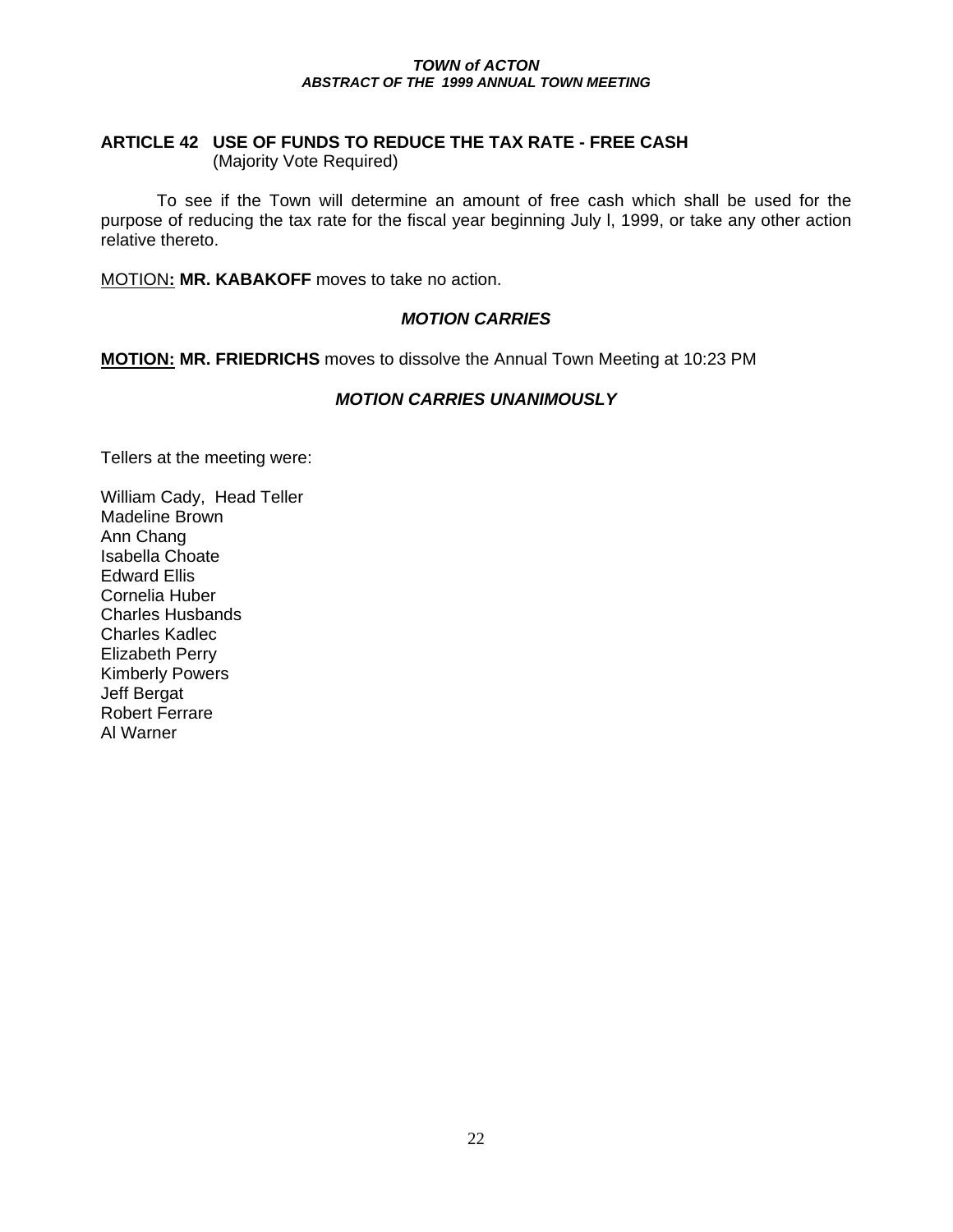## ARTICLE 42 USE OF FUNDS TO REDUCE THE TAX RATE - FREE CASH

(Majority Vote Required)

To see if the Town will determine an amount of free cash which shall be used for the purpose of reducing the tax rate for the fiscal year beginning July l, 1999, or take any other action relative thereto.

MOTION**:** **MR. KABAKOFF** moves to take no action.

***MOTION CARRIES***

**MOTION: MR. FRIEDRICHS** moves to dissolve the Annual Town Meeting at 10:23 PM

***MOTION CARRIES UNANIMOUSLY***

Tellers at the meeting were:

William Cady, Head Teller
Madeline Brown
Ann Chang
Isabella Choate
Edward Ellis
Cornelia Huber
Charles Husbands
Charles Kadlec
Elizabeth Perry
Kimberly Powers
Jeff Bergat
Robert Ferrare
Al Warner